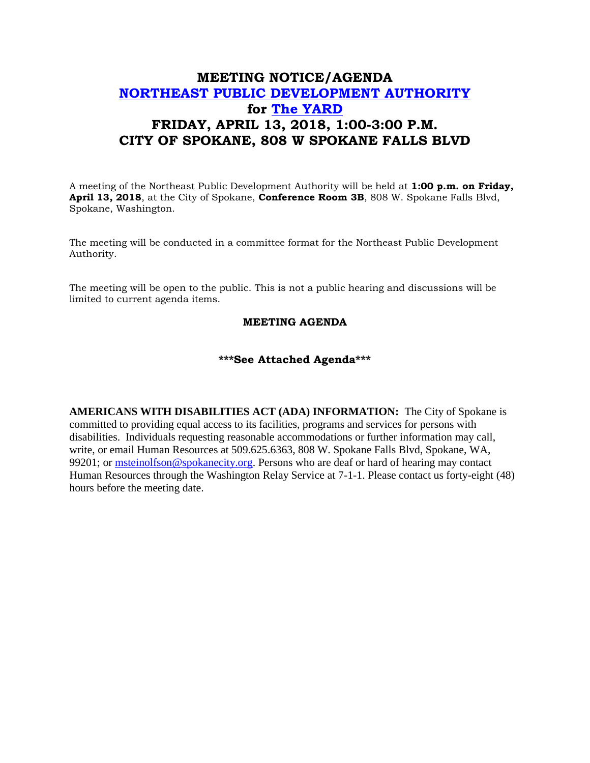# MEETING NOTICE/AGENDA
# NORTHEAST PUBLIC DEVELOPMENT AUTHORITY
# for The YARD
# FRIDAY, APRIL 13, 2018, 1:00-3:00 P.M.
# CITY OF SPOKANE, 808 W SPOKANE FALLS BLVD

A meeting of the Northeast Public Development Authority will be held at **1:00 p.m. on Friday, April 13, 2018**, at the City of Spokane, **Conference Room 3B**, 808 W. Spokane Falls Blvd, Spokane, Washington.

The meeting will be conducted in a committee format for the Northeast Public Development Authority.

The meeting will be open to the public. This is not a public hearing and discussions will be limited to current agenda items.

**MEETING AGENDA**

**\*\*\*See Attached Agenda\*\*\***

**AMERICANS WITH DISABILITIES ACT (ADA) INFORMATION:** The City of Spokane is committed to providing equal access to its facilities, programs and services for persons with disabilities. Individuals requesting reasonable accommodations or further information may call, write, or email Human Resources at 509.625.6363, 808 W. Spokane Falls Blvd, Spokane, WA, 99201; or msteinolfson@spokanecity.org. Persons who are deaf or hard of hearing may contact Human Resources through the Washington Relay Service at 7-1-1. Please contact us forty-eight (48) hours before the meeting date.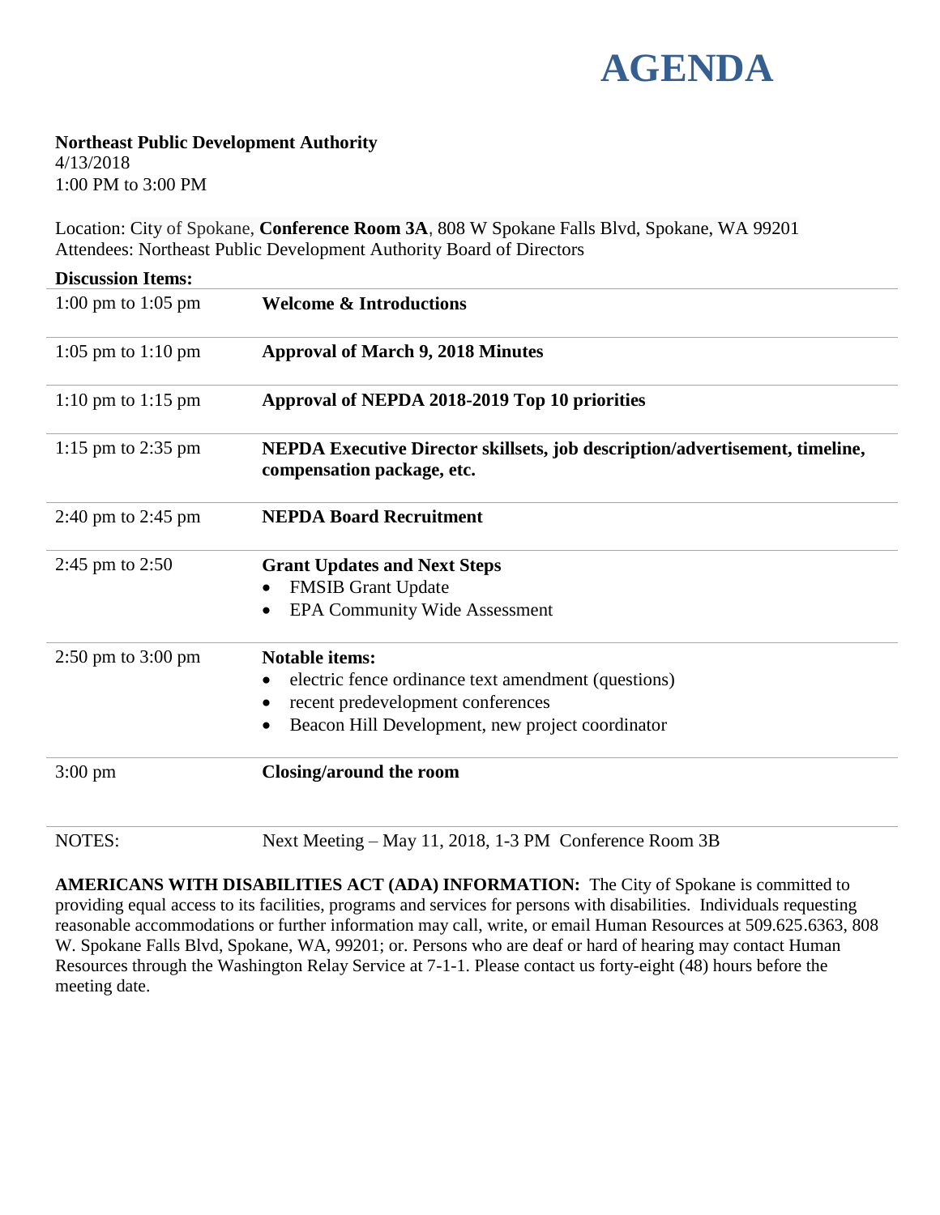# AGENDA

**Northeast Public Development Authority**
4/13/2018
1:00 PM to 3:00 PM

Location: City of Spokane, **Conference Room 3A**, 808 W Spokane Falls Blvd, Spokane, WA 99201
Attendees: Northeast Public Development Authority Board of Directors

**Discussion Items:**

| | |
|---|---|
| 1:00 pm to 1:05 pm | **Welcome & Introductions** |
| 1:05 pm to 1:10 pm | **Approval of March 9, 2018 Minutes** |
| 1:10 pm to 1:15 pm | **Approval of NEPDA 2018-2019 Top 10 priorities** |
| 1:15 pm to 2:35 pm | **NEPDA Executive Director skillsets, job description/advertisement, timeline, compensation package, etc.** |
| 2:40 pm to 2:45 pm | **NEPDA Board Recruitment** |
| 2:45 pm to 2:50 | **Grant Updates and Next Steps**<br>• FMSIB Grant Update<br>• EPA Community Wide Assessment |
| 2:50 pm to 3:00 pm | **Notable items:**<br>• electric fence ordinance text amendment (questions)<br>• recent predevelopment conferences<br>• Beacon Hill Development, new project coordinator |
| 3:00 pm | **Closing/around the room** |
| NOTES: | Next Meeting – May 11, 2018, 1-3 PM Conference Room 3B |

**AMERICANS WITH DISABILITIES ACT (ADA) INFORMATION:** The City of Spokane is committed to providing equal access to its facilities, programs and services for persons with disabilities. Individuals requesting reasonable accommodations or further information may call, write, or email Human Resources at 509.625.6363, 808 W. Spokane Falls Blvd, Spokane, WA, 99201; or. Persons who are deaf or hard of hearing may contact Human Resources through the Washington Relay Service at 7-1-1. Please contact us forty-eight (48) hours before the meeting date.